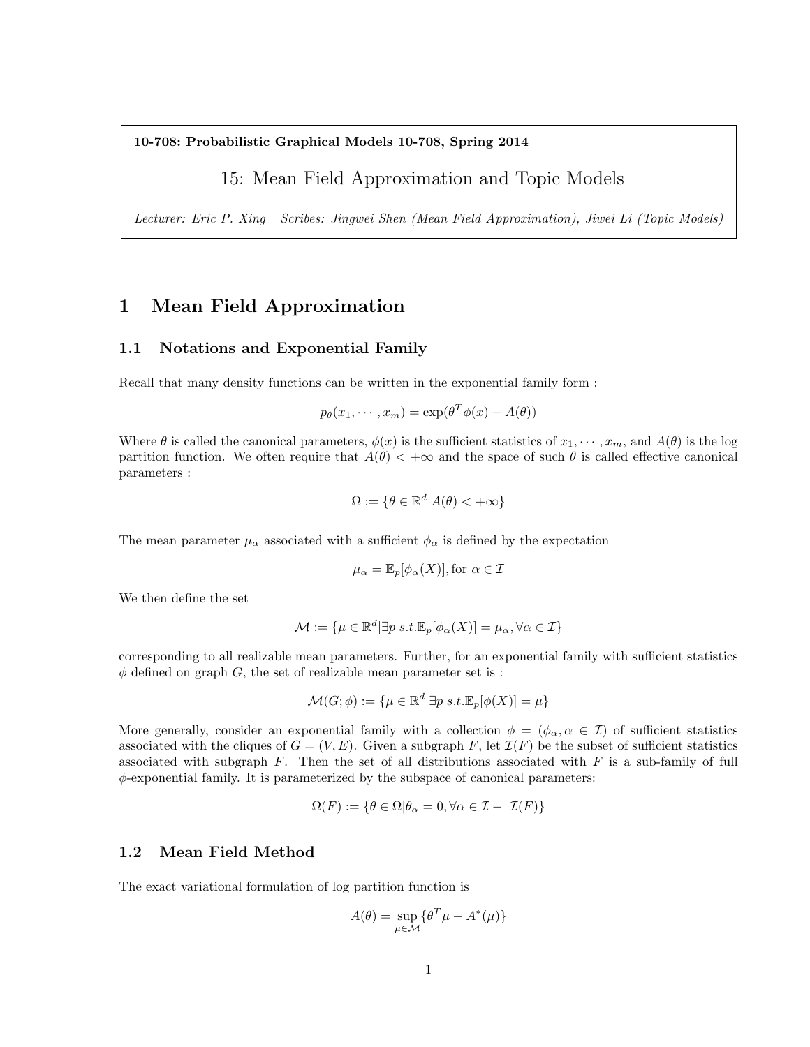**10-708: Probabilistic Graphical Models 10-708, Spring 2014**

# 15: Mean Field Approximation and Topic Models

*Lecturer: Eric P. Xing   Scribes: Jingwei Shen (Mean Field Approximation), Jiwei Li (Topic Models)*

## 1 Mean Field Approximation

### 1.1 Notations and Exponential Family

Recall that many density functions can be written in the exponential family form :

$$p_\theta(x_1, \cdots, x_m) = \exp(\theta^T \phi(x) - A(\theta))$$

Where $\theta$ is called the canonical parameters, $\phi(x)$ is the sufficient statistics of $x_1, \cdots, x_m$, and $A(\theta)$ is the log partition function. We often require that $A(\theta) < +\infty$ and the space of such $\theta$ is called effective canonical parameters :

$$\Omega := \{\theta \in \mathbb{R}^d | A(\theta) < +\infty\}$$

The mean parameter $\mu_\alpha$ associated with a sufficient $\phi_\alpha$ is defined by the expectation

$$\mu_\alpha = \mathbb{E}_p[\phi_\alpha(X)], \text{for } \alpha \in \mathcal{I}$$

We then define the set

$$\mathcal{M} := \{\mu \in \mathbb{R}^d | \exists p \; s.t. \mathbb{E}_p[\phi_\alpha(X)] = \mu_\alpha, \forall \alpha \in \mathcal{I}\}$$

corresponding to all realizable mean parameters. Further, for an exponential family with sufficient statistics $\phi$ defined on graph $G$, the set of realizable mean parameter set is :

$$\mathcal{M}(G; \phi) := \{\mu \in \mathbb{R}^d | \exists p \; s.t. \mathbb{E}_p[\phi(X)] = \mu\}$$

More generally, consider an exponential family with a collection $\phi = (\phi_\alpha, \alpha \in \mathcal{I})$ of sufficient statistics associated with the cliques of $G = (V, E)$. Given a subgraph $F$, let $\mathcal{I}(F)$ be the subset of sufficient statistics associated with subgraph $F$. Then the set of all distributions associated with $F$ is a sub-family of full $\phi$-exponential family. It is parameterized by the subspace of canonical parameters:

$$\Omega(F) := \{\theta \in \Omega | \theta_\alpha = 0, \forall \alpha \in \mathcal{I} - \mathcal{I}(F)\}$$

### 1.2 Mean Field Method

The exact variational formulation of log partition function is

$$A(\theta) = \sup_{\mu \in \mathcal{M}} \{\theta^T \mu - A^*(\mu)\}$$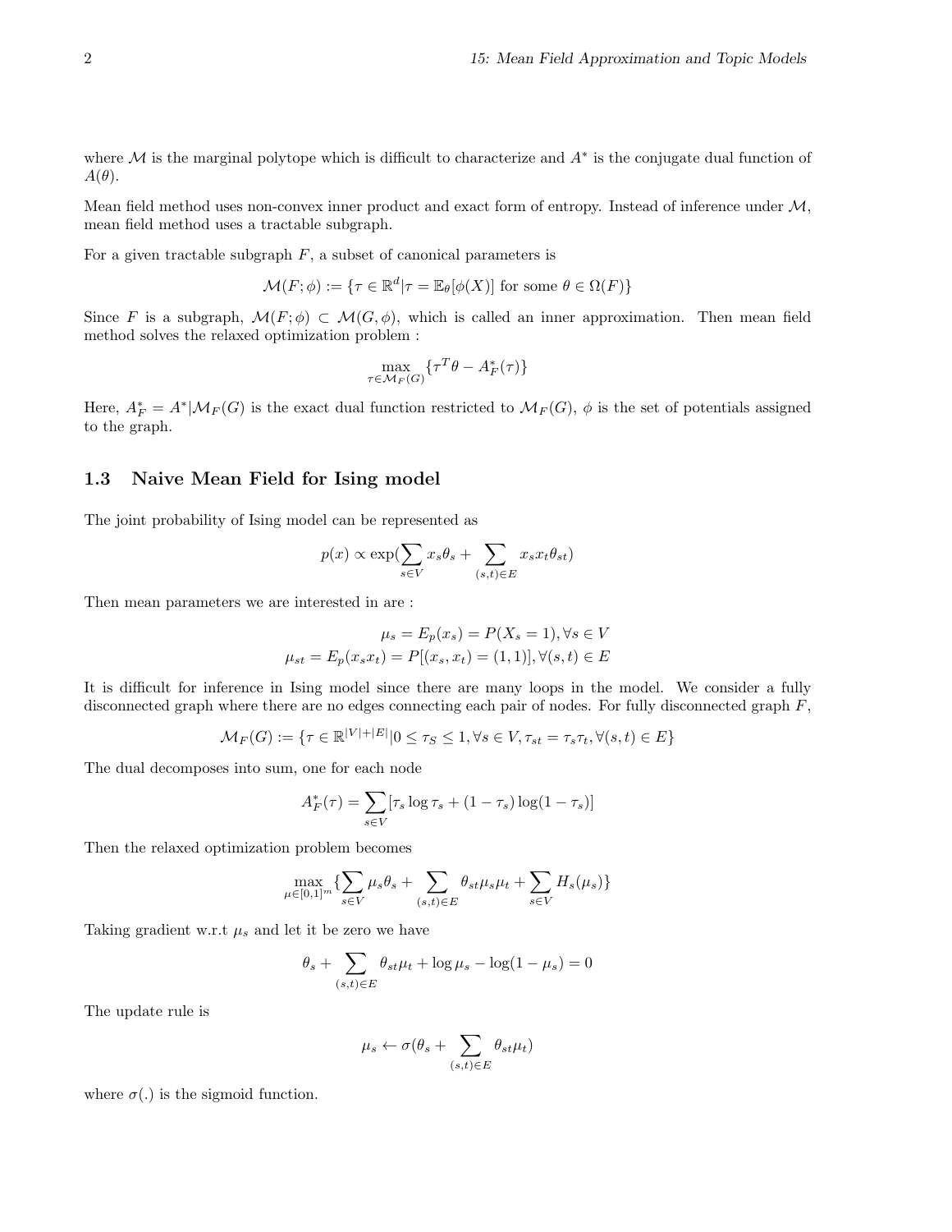where $\mathcal{M}$ is the marginal polytope which is difficult to characterize and $A^*$ is the conjugate dual function of $A(\theta)$.

Mean field method uses non-convex inner product and exact form of entropy. Instead of inference under $\mathcal{M}$, mean field method uses a tractable subgraph.

For a given tractable subgraph $F$, a subset of canonical parameters is

$$\mathcal{M}(F;\phi) := \{\tau \in \mathbb{R}^d | \tau = \mathbb{E}_\theta[\phi(X)] \text{ for some } \theta \in \Omega(F)\}$$

Since $F$ is a subgraph, $\mathcal{M}(F;\phi) \subset \mathcal{M}(G,\phi)$, which is called an inner approximation. Then mean field method solves the relaxed optimization problem :

$$\max_{\tau \in \mathcal{M}_F(G)} \{\tau^T \theta - A_F^*(\tau)\}$$

Here, $A_F^* = A^* | \mathcal{M}_F(G)$ is the exact dual function restricted to $\mathcal{M}_F(G)$, $\phi$ is the set of potentials assigned to the graph.

## 1.3 Naive Mean Field for Ising model

The joint probability of Ising model can be represented as

$$p(x) \propto \exp(\sum_{s \in V} x_s \theta_s + \sum_{(s,t) \in E} x_s x_t \theta_{st})$$

Then mean parameters we are interested in are :

$$\mu_s = E_p(x_s) = P(X_s = 1), \forall s \in V$$
$$\mu_{st} = E_p(x_s x_t) = P[(x_s, x_t) = (1,1)], \forall (s,t) \in E$$

It is difficult for inference in Ising model since there are many loops in the model. We consider a fully disconnected graph where there are no edges connecting each pair of nodes. For fully disconnected graph $F$,

$$\mathcal{M}_F(G) := \{\tau \in \mathbb{R}^{|V|+|E|} | 0 \leq \tau_S \leq 1, \forall s \in V, \tau_{st} = \tau_s \tau_t, \forall (s,t) \in E\}$$

The dual decomposes into sum, one for each node

$$A_F^*(\tau) = \sum_{s \in V} [\tau_s \log \tau_s + (1 - \tau_s) \log(1 - \tau_s)]$$

Then the relaxed optimization problem becomes

$$\max_{\mu \in [0,1]^m} \{\sum_{s \in V} \mu_s \theta_s + \sum_{(s,t) \in E} \theta_{st} \mu_s \mu_t + \sum_{s \in V} H_s(\mu_s)\}$$

Taking gradient w.r.t $\mu_s$ and let it be zero we have

$$\theta_s + \sum_{(s,t) \in E} \theta_{st} \mu_t + \log \mu_s - \log(1 - \mu_s) = 0$$

The update rule is

$$\mu_s \leftarrow \sigma(\theta_s + \sum_{(s,t) \in E} \theta_{st} \mu_t)$$

where $\sigma(.)$ is the sigmoid function.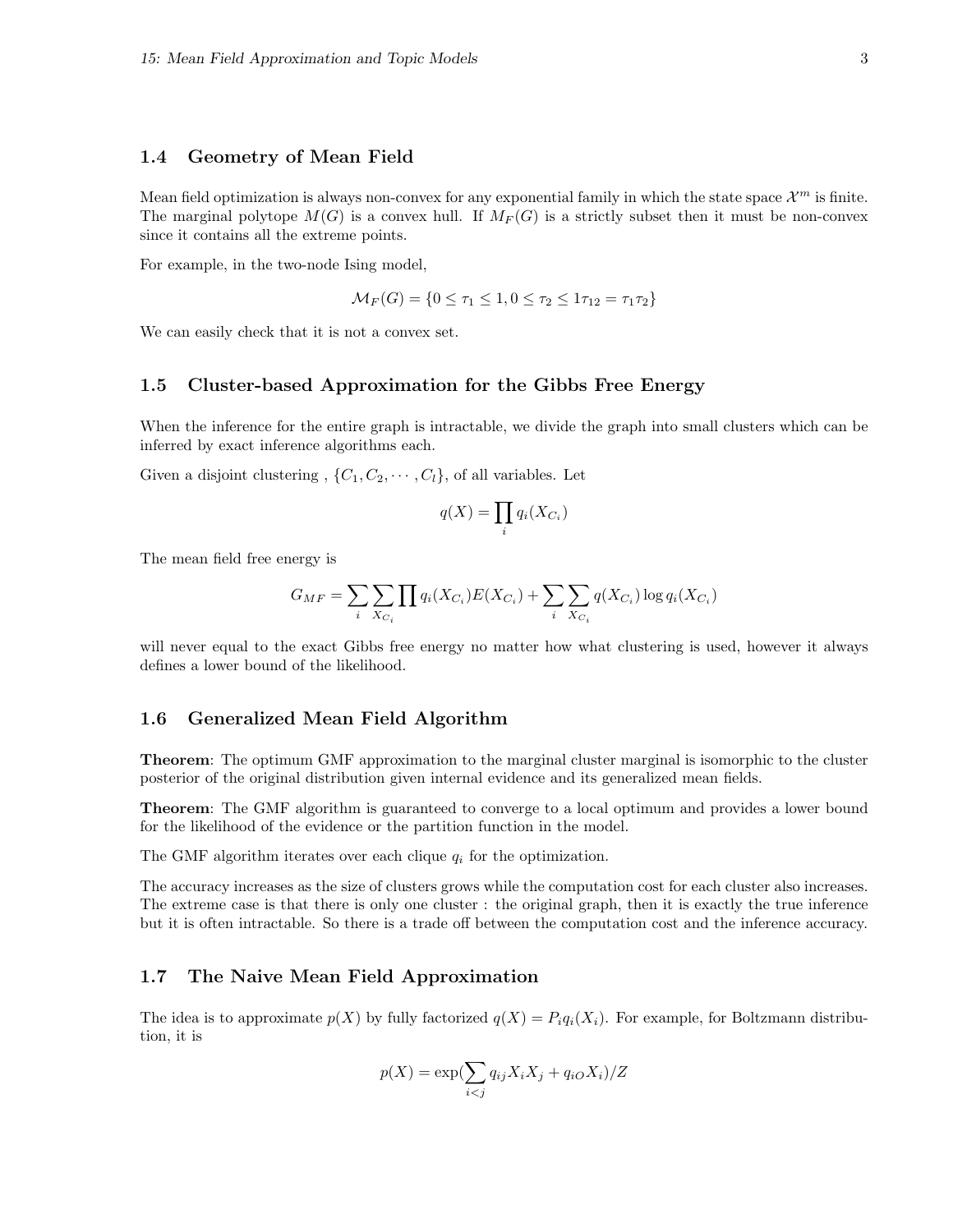### 1.4 Geometry of Mean Field

Mean field optimization is always non-convex for any exponential family in which the state space $\mathcal{X}^m$ is finite. The marginal polytope $M(G)$ is a convex hull. If $M_F(G)$ is a strictly subset then it must be non-convex since it contains all the extreme points.

For example, in the two-node Ising model,

$$\mathcal{M}_F(G) = \{0 \leq \tau_1 \leq 1, 0 \leq \tau_2 \leq 1 \tau_{12} = \tau_1 \tau_2\}$$

We can easily check that it is not a convex set.

### 1.5 Cluster-based Approximation for the Gibbs Free Energy

When the inference for the entire graph is intractable, we divide the graph into small clusters which can be inferred by exact inference algorithms each.

Given a disjoint clustering , $\{C_1, C_2, \cdots, C_l\}$, of all variables. Let

$$q(X) = \prod_i q_i(X_{C_i})$$

The mean field free energy is

$$G_{MF} = \sum_i \sum_{X_{C_i}} \prod q_i(X_{C_i}) E(X_{C_i}) + \sum_i \sum_{X_{C_i}} q(X_{C_i}) \log q_i(X_{C_i})$$

will never equal to the exact Gibbs free energy no matter how what clustering is used, however it always defines a lower bound of the likelihood.

### 1.6 Generalized Mean Field Algorithm

**Theorem**: The optimum GMF approximation to the marginal cluster marginal is isomorphic to the cluster posterior of the original distribution given internal evidence and its generalized mean fields.

**Theorem**: The GMF algorithm is guaranteed to converge to a local optimum and provides a lower bound for the likelihood of the evidence or the partition function in the model.

The GMF algorithm iterates over each clique $q_i$ for the optimization.

The accuracy increases as the size of clusters grows while the computation cost for each cluster also increases. The extreme case is that there is only one cluster : the original graph, then it is exactly the true inference but it is often intractable. So there is a trade off between the computation cost and the inference accuracy.

### 1.7 The Naive Mean Field Approximation

The idea is to approximate $p(X)$ by fully factorized $q(X) = P_i q_i(X_i)$. For example, for Boltzmann distribution, it is

$$p(X) = \exp(\sum_{i<j} q_{ij} X_i X_j + q_{iO} X_i)/Z$$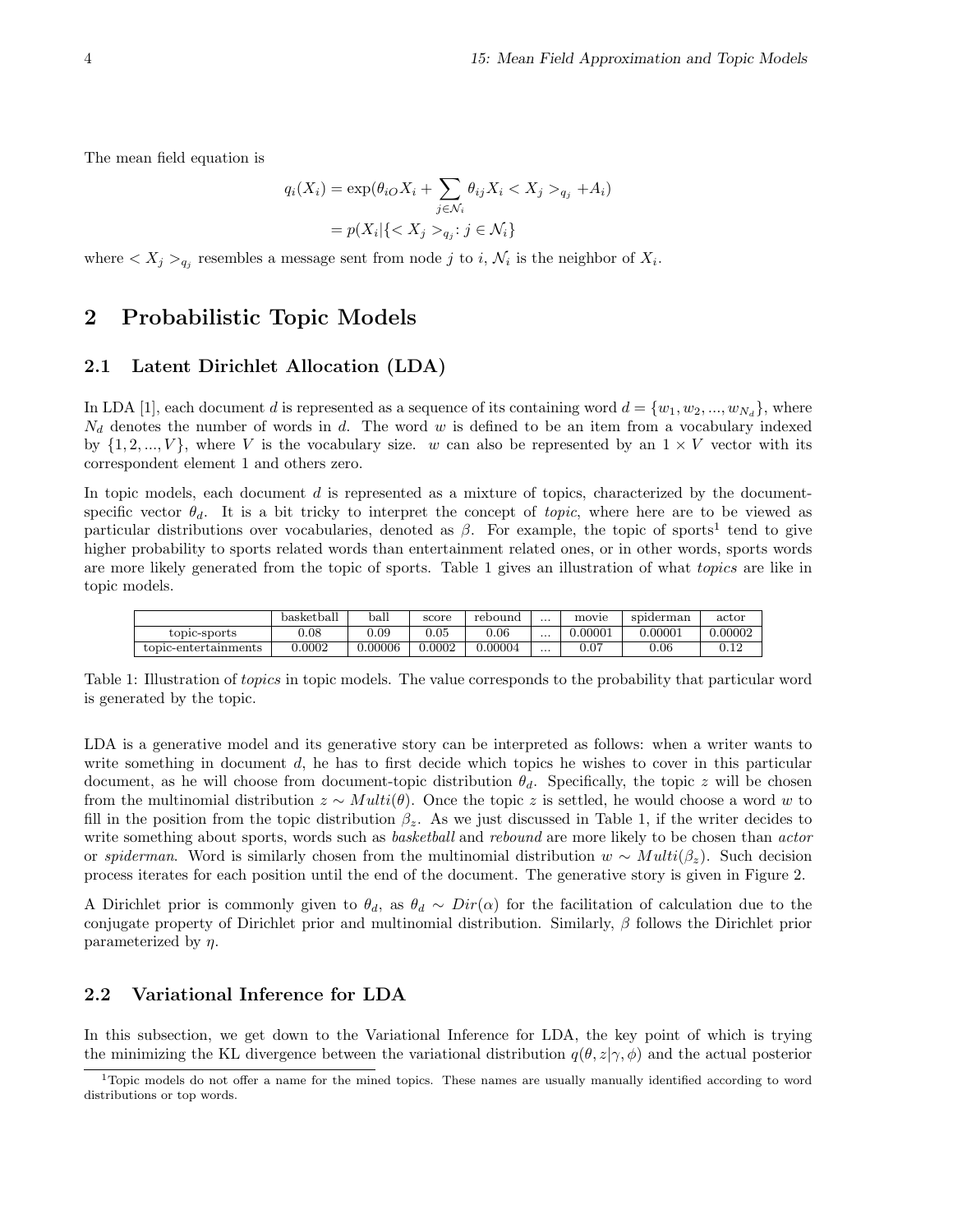The mean field equation is

$$
\begin{aligned}
q_i(X_i) &= \exp(\theta_{iO} X_i + \sum_{j \in \mathcal{N}_i} \theta_{ij} X_i < X_j >_{q_j} + A_i) \\
&= p(X_i | \{< X_j >_{q_j} : j \in \mathcal{N}_i\}
\end{aligned}
$$

where $< X_j >_{q_j}$ resembles a message sent from node $j$ to $i$, $\mathcal{N}_i$ is the neighbor of $X_i$.

# 2 Probabilistic Topic Models

## 2.1 Latent Dirichlet Allocation (LDA)

In LDA [1], each document $d$ is represented as a sequence of its containing word $d = \{w_1, w_2, ..., w_{N_d}\}$, where $N_d$ denotes the number of words in $d$. The word $w$ is defined to be an item from a vocabulary indexed by $\{1, 2, ..., V\}$, where $V$ is the vocabulary size. $w$ can also be represented by an $1 \times V$ vector with its correspondent element 1 and others zero.

In topic models, each document $d$ is represented as a mixture of topics, characterized by the document-specific vector $\theta_d$. It is a bit tricky to interpret the concept of *topic*, where here are to be viewed as particular distributions over vocabularies, denoted as $\beta$. For example, the topic of sports[1] tend to give higher probability to sports related words than entertainment related ones, or in other words, sports words are more likely generated from the topic of sports. Table 1 gives an illustration of what *topics* are like in topic models.

| | basketball | ball | score | rebound | ... | movie | spiderman | actor |
|---|---|---|---|---|---|---|---|---|
| topic-sports | 0.08 | 0.09 | 0.05 | 0.06 | ... | 0.00001 | 0.00001 | 0.00002 |
| topic-entertainments | 0.0002 | 0.00006 | 0.0002 | 0.00004 | ... | 0.07 | 0.06 | 0.12 |

Table 1: Illustration of *topics* in topic models. The value corresponds to the probability that particular word is generated by the topic.

LDA is a generative model and its generative story can be interpreted as follows: when a writer wants to write something in document $d$, he has to first decide which topics he wishes to cover in this particular document, as he will choose from document-topic distribution $\theta_d$. Specifically, the topic $z$ will be chosen from the multinomial distribution $z \sim Multi(\theta)$. Once the topic $z$ is settled, he would choose a word $w$ to fill in the position from the topic distribution $\beta_z$. As we just discussed in Table 1, if the writer decides to write something about sports, words such as *basketball* and *rebound* are more likely to be chosen than *actor* or *spiderman*. Word is similarly chosen from the multinomial distribution $w \sim Multi(\beta_z)$. Such decision process iterates for each position until the end of the document. The generative story is given in Figure 2.

A Dirichlet prior is commonly given to $\theta_d$, as $\theta_d \sim Dir(\alpha)$ for the facilitation of calculation due to the conjugate property of Dirichlet prior and multinomial distribution. Similarly, $\beta$ follows the Dirichlet prior parameterized by $\eta$.

## 2.2 Variational Inference for LDA

In this subsection, we get down to the Variational Inference for LDA, the key point of which is trying the minimizing the KL divergence between the variational distribution $q(\theta, z|\gamma, \phi)$ and the actual posterior

[1] Topic models do not offer a name for the mined topics. These names are usually manually identified according to word distributions or top words.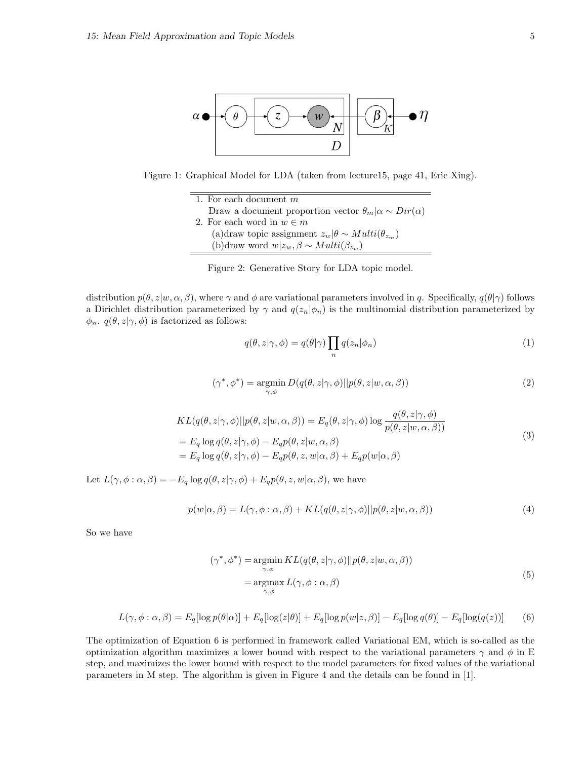Figure 1: Graphical Model for LDA (taken from lecture15, page 41, Eric Xing).

1. For each document $m$
   Draw a document proportion vector $\theta_m|\alpha \sim Dir(\alpha)$
2. For each word in $w \in m$
   (a)draw topic assignment $z_w|\theta \sim Multi(\theta_{z_m})$
   (b)draw word $w|z_w, \beta \sim Multi(\beta_{z_w})$

Figure 2: Generative Story for LDA topic model.

distribution $p(\theta, z|w, \alpha, \beta)$, where $\gamma$ and $\phi$ are variational parameters involved in $q$. Specifically, $q(\theta|\gamma)$ follows a Dirichlet distribution parameterized by $\gamma$ and $q(z_n|\phi_n)$ is the multinomial distribution parameterized by $\phi_n$. $q(\theta, z|\gamma, \phi)$ is factorized as follows:

$$q(\theta, z|\gamma, \phi) = q(\theta|\gamma) \prod_n q(z_n|\phi_n) \tag{1}$$

$$(\gamma^*, \phi^*) = \underset{\gamma,\phi}{\operatorname{argmin}}\, D(q(\theta, z|\gamma, \phi)||p(\theta, z|w, \alpha, \beta)) \tag{2}$$

$$\begin{aligned}
KL(q(\theta, z|\gamma, \phi)||p(\theta, z|w, \alpha, \beta)) &= E_q(\theta, z|\gamma, \phi) \log \frac{q(\theta, z|\gamma, \phi)}{p(\theta, z|w, \alpha, \beta))} \\
&= E_q \log q(\theta, z|\gamma, \phi) - E_q p(\theta, z|w, \alpha, \beta) \\
&= E_q \log q(\theta, z|\gamma, \phi) - E_q p(\theta, z, w|\alpha, \beta) + E_q p(w|\alpha, \beta)
\end{aligned} \tag{3}$$

Let $L(\gamma, \phi : \alpha, \beta) = -E_q \log q(\theta, z|\gamma, \phi) + E_q p(\theta, z, w|\alpha, \beta)$, we have

$$p(w|\alpha, \beta) = L(\gamma, \phi : \alpha, \beta) + KL(q(\theta, z|\gamma, \phi)||p(\theta, z|w, \alpha, \beta)) \tag{4}$$

So we have

$$\begin{aligned}
(\gamma^*, \phi^*) &= \underset{\gamma,\phi}{\operatorname{argmin}}\, KL(q(\theta, z|\gamma, \phi)||p(\theta, z|w, \alpha, \beta)) \\
&= \underset{\gamma,\phi}{\operatorname{argmax}}\, L(\gamma, \phi : \alpha, \beta)
\end{aligned} \tag{5}$$

$$L(\gamma, \phi : \alpha, \beta) = E_q[\log p(\theta|\alpha)] + E_q[\log(z|\theta)] + E_q[\log p(w|z, \beta)] - E_q[\log q(\theta)] - E_q[\log(q(z))] \tag{6}$$

The optimization of Equation 6 is performed in framework called Variational EM, which is so-called as the optimization algorithm maximizes a lower bound with respect to the variational parameters $\gamma$ and $\phi$ in E step, and maximizes the lower bound with respect to the model parameters for fixed values of the variational parameters in M step. The algorithm is given in Figure 4 and the details can be found in [1].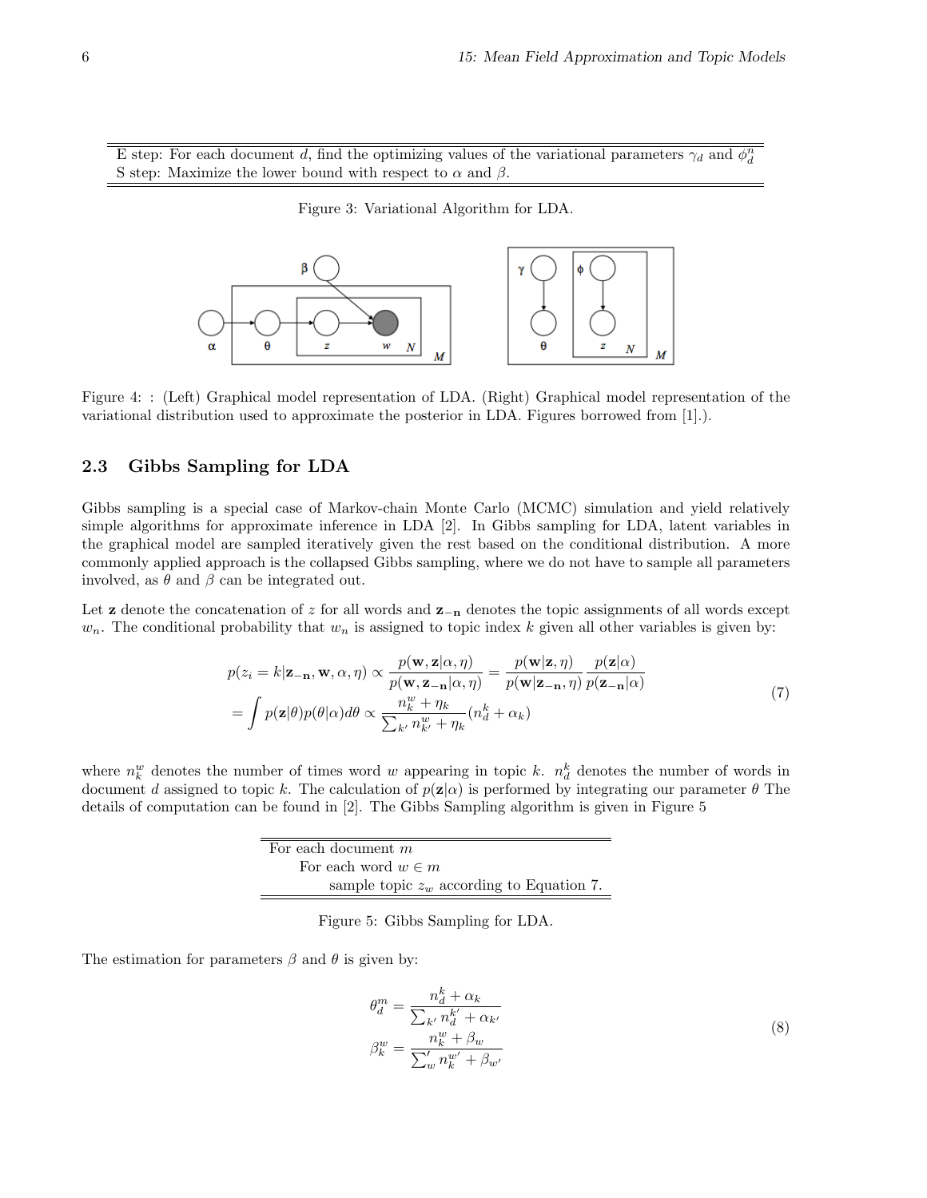E step: For each document $d$, find the optimizing values of the variational parameters $\gamma_d$ and $\phi_d^n$
S step: Maximize the lower bound with respect to $\alpha$ and $\beta$.

Figure 3: Variational Algorithm for LDA.

Figure 4: : (Left) Graphical model representation of LDA. (Right) Graphical model representation of the variational distribution used to approximate the posterior in LDA. Figures borrowed from [1].).

### 2.3 Gibbs Sampling for LDA

Gibbs sampling is a special case of Markov-chain Monte Carlo (MCMC) simulation and yield relatively simple algorithms for approximate inference in LDA [2]. In Gibbs sampling for LDA, latent variables in the graphical model are sampled iteratively given the rest based on the conditional distribution. A more commonly applied approach is the collapsed Gibbs sampling, where we do not have to sample all parameters involved, as $\theta$ and $\beta$ can be integrated out.

Let $\mathbf{z}$ denote the concatenation of $z$ for all words and $\mathbf{z_{-n}}$ denotes the topic assignments of all words except $w_n$. The conditional probability that $w_n$ is assigned to topic index $k$ given all other variables is given by:

$$
\begin{aligned}
p(z_i = k|\mathbf{z_{-n}}, \mathbf{w}, \alpha, \eta) &\propto \frac{p(\mathbf{w}, \mathbf{z}|\alpha, \eta)}{p(\mathbf{w}, \mathbf{z_{-n}}|\alpha, \eta)} = \frac{p(\mathbf{w}|\mathbf{z}, \eta)}{p(\mathbf{w}|\mathbf{z_{-n}}, \eta)} \frac{p(\mathbf{z}|\alpha)}{p(\mathbf{z_{-n}}|\alpha)} \\
&= \int p(\mathbf{z}|\theta)p(\theta|\alpha)d\theta \propto \frac{n_k^w + \eta_k}{\sum_{k'} n_{k'}^w + \eta_k}(n_d^k + \alpha_k)
\end{aligned}
\tag{7}
$$

where $n_k^w$ denotes the number of times word $w$ appearing in topic $k$. $n_d^k$ denotes the number of words in document $d$ assigned to topic $k$. The calculation of $p(\mathbf{z}|\alpha)$ is performed by integrating our parameter $\theta$ The details of computation can be found in [2]. The Gibbs Sampling algorithm is given in Figure 5

For each document $m$
  For each word $w \in m$
    sample topic $z_w$ according to Equation 7.

Figure 5: Gibbs Sampling for LDA.

The estimation for parameters $\beta$ and $\theta$ is given by:

$$
\begin{aligned}
\theta_d^m &= \frac{n_d^k + \alpha_k}{\sum_{k'} n_d^{k'} + \alpha_{k'}} \\
\beta_k^w &= \frac{n_k^w + \beta_w}{\sum_w' n_k^{w'} + \beta_{w'}}
\end{aligned}
\tag{8}
$$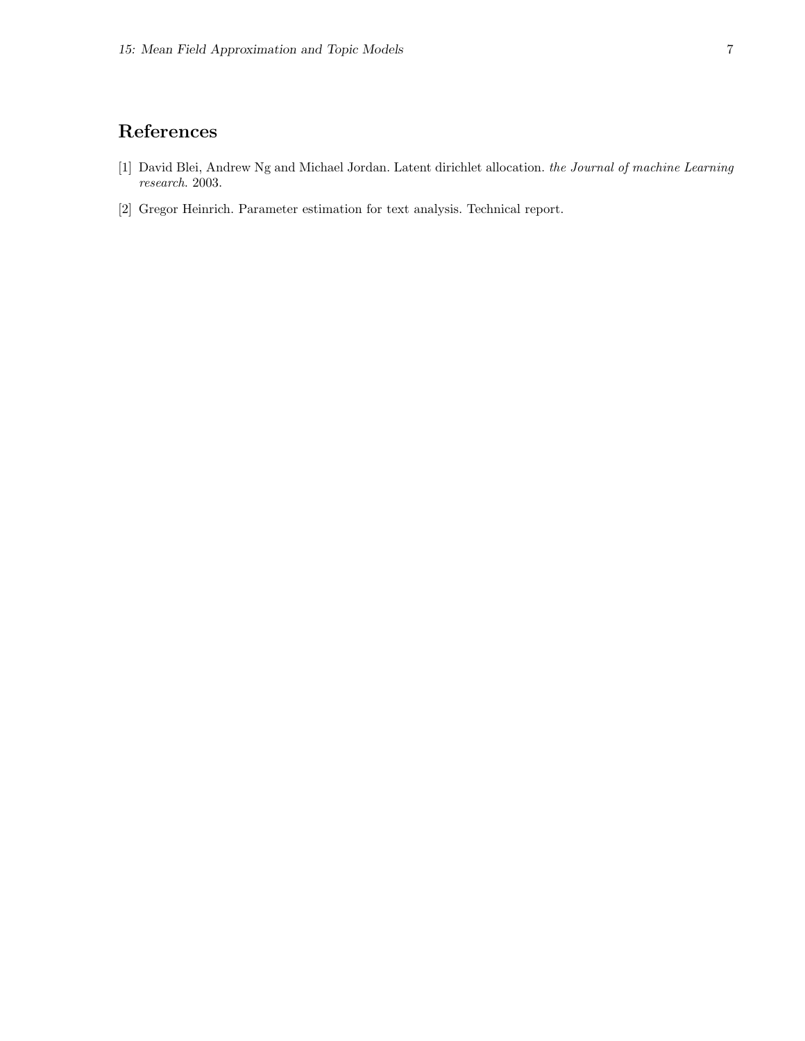## References

[1] David Blei, Andrew Ng and Michael Jordan. Latent dirichlet allocation. *the Journal of machine Learning research*. 2003.

[2] Gregor Heinrich. Parameter estimation for text analysis. Technical report.